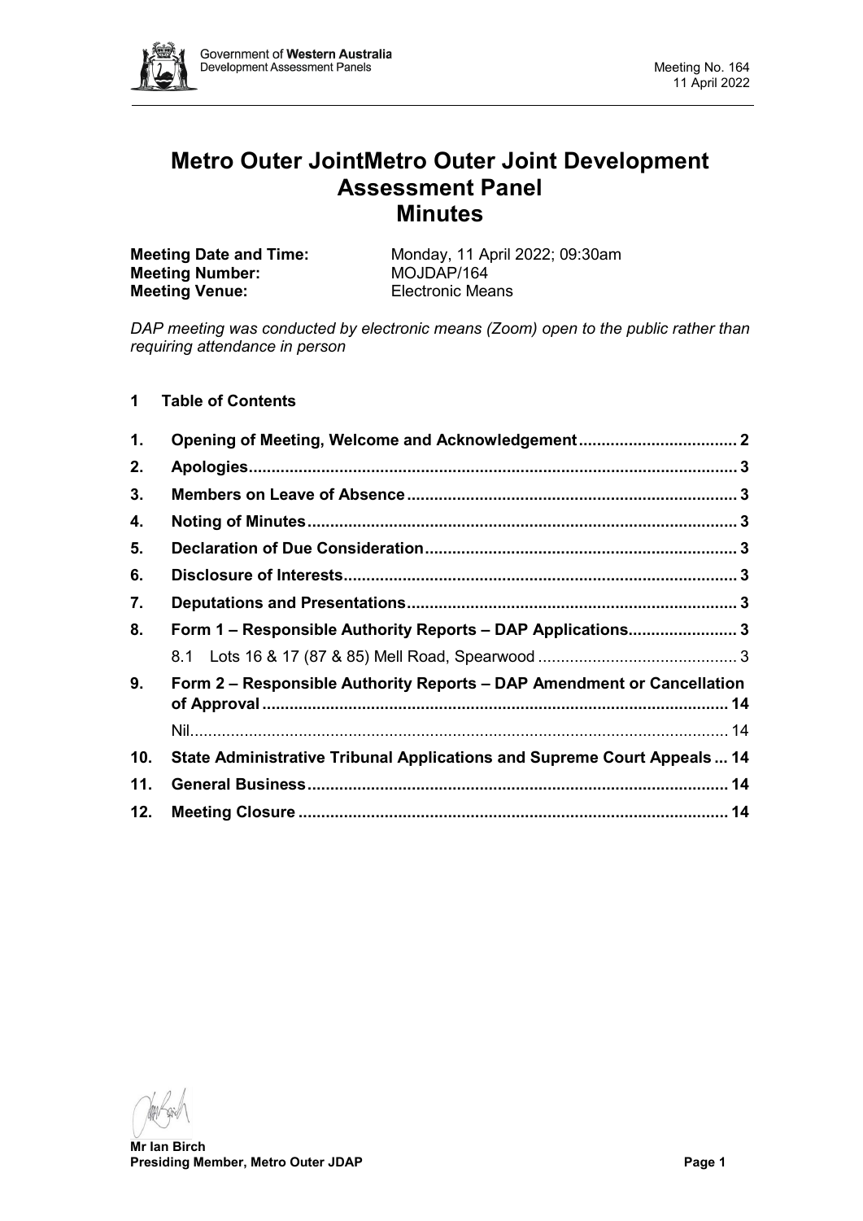# Metro Outer JointMetro Outer Joint Development Assessment Panel
# Minutes

**Meeting Date and Time:** Monday, 11 April 2022; 09:30am
**Meeting Number:** MOJDAP/164
**Meeting Venue:** Electronic Means

*DAP meeting was conducted by electronic means (Zoom) open to the public rather than requiring attendance in person*

## 1 Table of Contents

| | | |
|---|---|---|
| **1.** | **Opening of Meeting, Welcome and Acknowledgement** | **2** |
| **2.** | **Apologies** | **3** |
| **3.** | **Members on Leave of Absence** | **3** |
| **4.** | **Noting of Minutes** | **3** |
| **5.** | **Declaration of Due Consideration** | **3** |
| **6.** | **Disclosure of Interests** | **3** |
| **7.** | **Deputations and Presentations** | **3** |
| **8.** | **Form 1 – Responsible Authority Reports – DAP Applications** | **3** |
| | 8.1 Lots 16 & 17 (87 & 85) Mell Road, Spearwood | 3 |
| **9.** | **Form 2 – Responsible Authority Reports – DAP Amendment or Cancellation of Approval** | **14** |
| | Nil | 14 |
| **10.** | **State Administrative Tribunal Applications and Supreme Court Appeals** | **14** |
| **11.** | **General Business** | **14** |
| **12.** | **Meeting Closure** | **14** |

**Mr Ian Birch**
**Presiding Member, Metro Outer JDAP**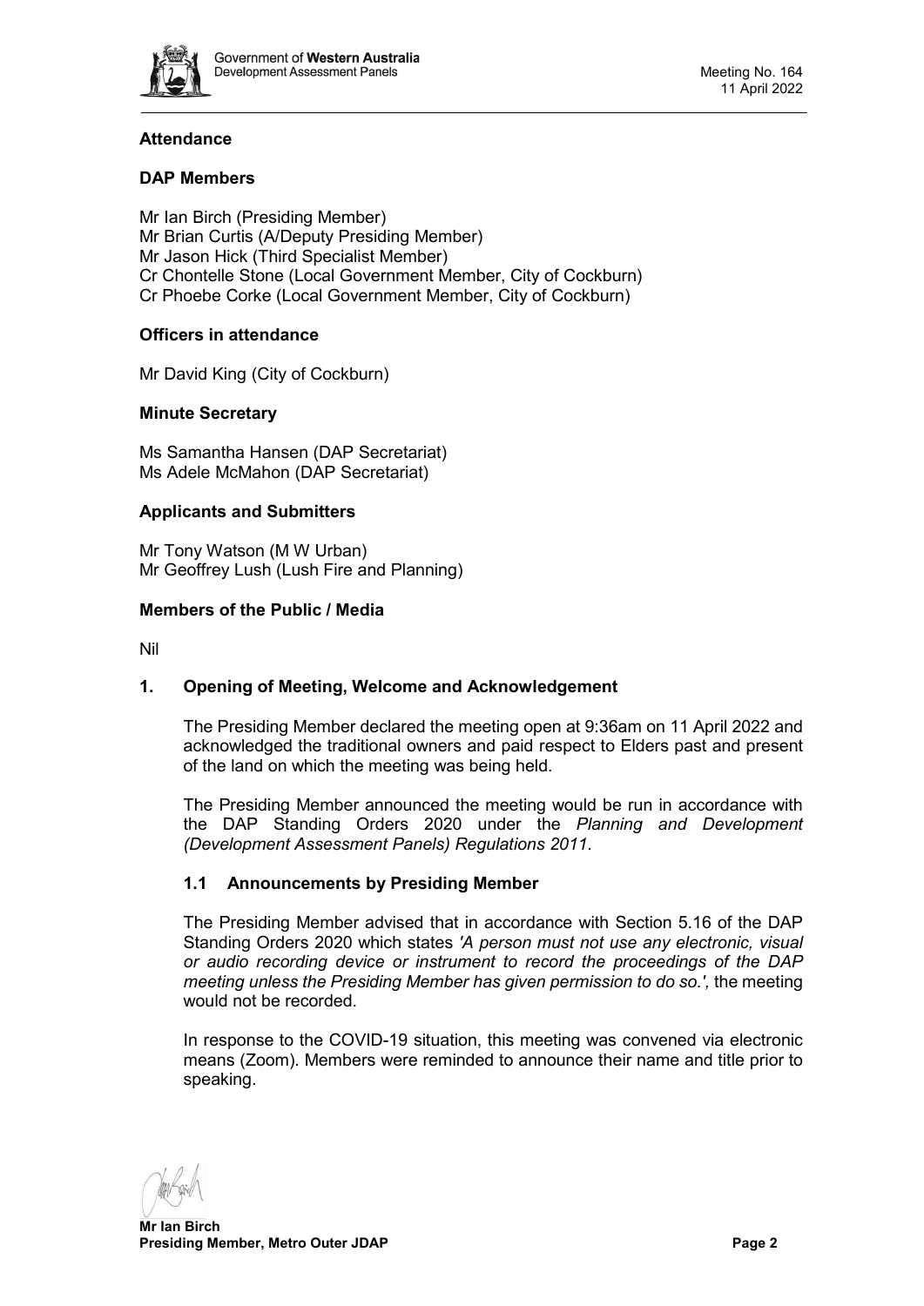## Attendance

### DAP Members

Mr Ian Birch (Presiding Member)
Mr Brian Curtis (A/Deputy Presiding Member)
Mr Jason Hick (Third Specialist Member)
Cr Chontelle Stone (Local Government Member, City of Cockburn)
Cr Phoebe Corke (Local Government Member, City of Cockburn)

### Officers in attendance

Mr David King (City of Cockburn)

### Minute Secretary

Ms Samantha Hansen (DAP Secretariat)
Ms Adele McMahon (DAP Secretariat)

### Applicants and Submitters

Mr Tony Watson (M W Urban)
Mr Geoffrey Lush (Lush Fire and Planning)

### Members of the Public / Media

Nil

## 1. Opening of Meeting, Welcome and Acknowledgement

The Presiding Member declared the meeting open at 9:36am on 11 April 2022 and acknowledged the traditional owners and paid respect to Elders past and present of the land on which the meeting was being held.

The Presiding Member announced the meeting would be run in accordance with the DAP Standing Orders 2020 under the *Planning and Development (Development Assessment Panels) Regulations 2011.*

### 1.1 Announcements by Presiding Member

The Presiding Member advised that in accordance with Section 5.16 of the DAP Standing Orders 2020 which states *'A person must not use any electronic, visual or audio recording device or instrument to record the proceedings of the DAP meeting unless the Presiding Member has given permission to do so.',* the meeting would not be recorded.

In response to the COVID-19 situation, this meeting was convened via electronic means (Zoom). Members were reminded to announce their name and title prior to speaking.

**Mr Ian Birch**
**Presiding Member, Metro Outer JDAP**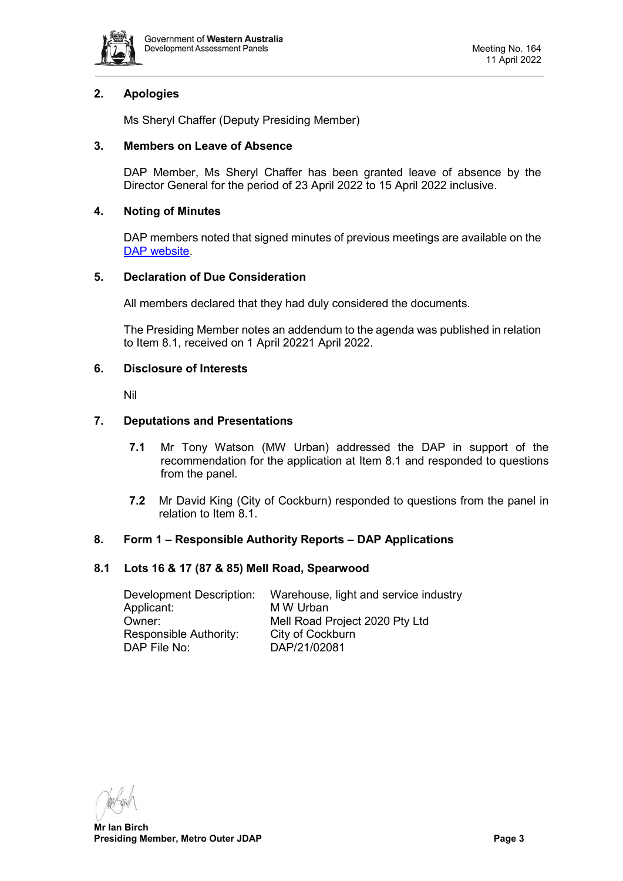## 2. Apologies

Ms Sheryl Chaffer (Deputy Presiding Member)

## 3. Members on Leave of Absence

DAP Member, Ms Sheryl Chaffer has been granted leave of absence by the Director General for the period of 23 April 2022 to 15 April 2022 inclusive.

## 4. Noting of Minutes

DAP members noted that signed minutes of previous meetings are available on the [DAP website](DAP website).

## 5. Declaration of Due Consideration

All members declared that they had duly considered the documents.

The Presiding Member notes an addendum to the agenda was published in relation to Item 8.1, received on 1 April 20221 April 2022.

## 6. Disclosure of Interests

Nil

## 7. Deputations and Presentations

**7.1** Mr Tony Watson (MW Urban) addressed the DAP in support of the recommendation for the application at Item 8.1 and responded to questions from the panel.

**7.2** Mr David King (City of Cockburn) responded to questions from the panel in relation to Item 8.1.

## 8. Form 1 – Responsible Authority Reports – DAP Applications

### 8.1 Lots 16 & 17 (87 & 85) Mell Road, Spearwood

| | |
|---|---|
| Development Description: | Warehouse, light and service industry |
| Applicant: | M W Urban |
| Owner: | Mell Road Project 2020 Pty Ltd |
| Responsible Authority: | City of Cockburn |
| DAP File No: | DAP/21/02081 |

**Mr Ian Birch**
**Presiding Member, Metro Outer JDAP**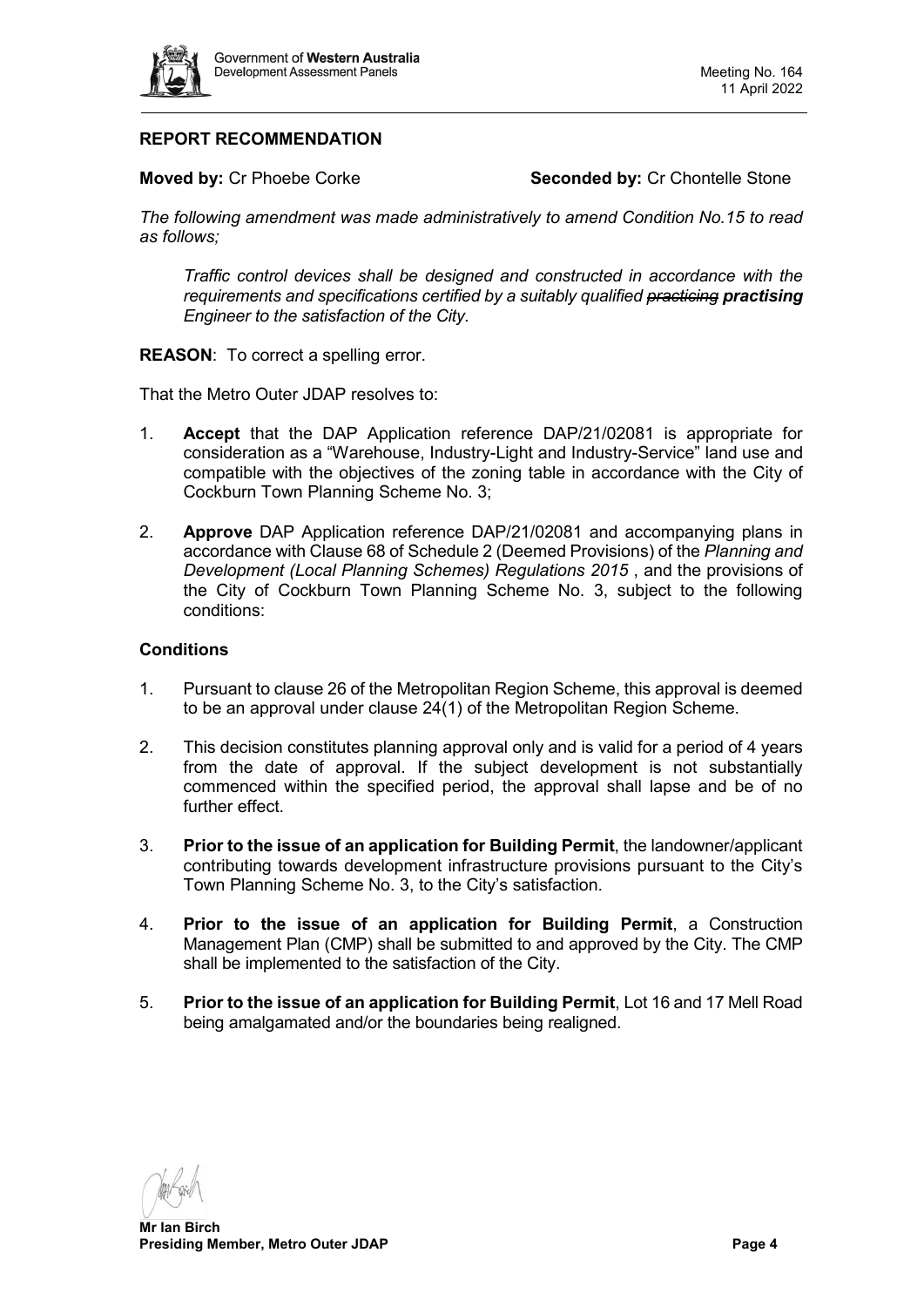## REPORT RECOMMENDATION

**Moved by:** Cr Phoebe Corke **Seconded by:** Cr Chontelle Stone

*The following amendment was made administratively to amend Condition No.15 to read as follows;*

> *Traffic control devices shall be designed and constructed in accordance with the requirements and specifications certified by a suitably qualified ~~practicing~~ **practising** Engineer to the satisfaction of the City.*

**REASON**: To correct a spelling error.

That the Metro Outer JDAP resolves to:

1. **Accept** that the DAP Application reference DAP/21/02081 is appropriate for consideration as a "Warehouse, Industry-Light and Industry-Service" land use and compatible with the objectives of the zoning table in accordance with the City of Cockburn Town Planning Scheme No. 3;

2. **Approve** DAP Application reference DAP/21/02081 and accompanying plans in accordance with Clause 68 of Schedule 2 (Deemed Provisions) of the *Planning and Development (Local Planning Schemes) Regulations 2015* , and the provisions of the City of Cockburn Town Planning Scheme No. 3, subject to the following conditions:

### Conditions

1. Pursuant to clause 26 of the Metropolitan Region Scheme, this approval is deemed to be an approval under clause 24(1) of the Metropolitan Region Scheme.

2. This decision constitutes planning approval only and is valid for a period of 4 years from the date of approval. If the subject development is not substantially commenced within the specified period, the approval shall lapse and be of no further effect.

3. **Prior to the issue of an application for Building Permit**, the landowner/applicant contributing towards development infrastructure provisions pursuant to the City's Town Planning Scheme No. 3, to the City's satisfaction.

4. **Prior to the issue of an application for Building Permit**, a Construction Management Plan (CMP) shall be submitted to and approved by the City. The CMP shall be implemented to the satisfaction of the City.

5. **Prior to the issue of an application for Building Permit**, Lot 16 and 17 Mell Road being amalgamated and/or the boundaries being realigned.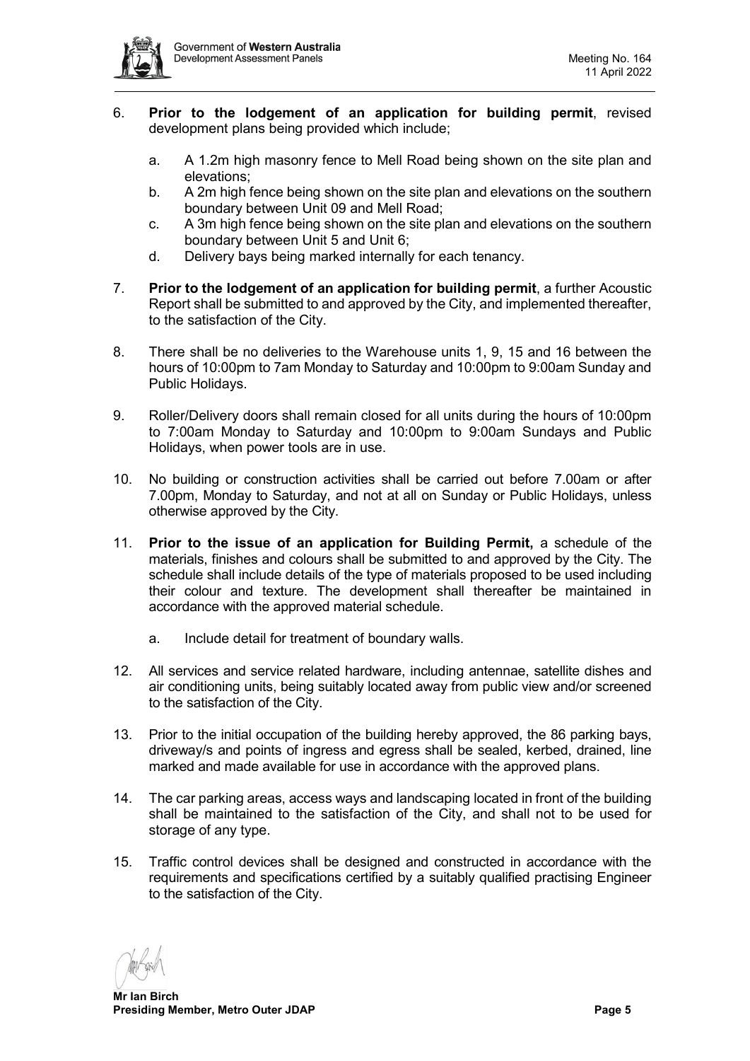6. **Prior to the lodgement of an application for building permit**, revised development plans being provided which include;

    a. A 1.2m high masonry fence to Mell Road being shown on the site plan and elevations;
    b. A 2m high fence being shown on the site plan and elevations on the southern boundary between Unit 09 and Mell Road;
    c. A 3m high fence being shown on the site plan and elevations on the southern boundary between Unit 5 and Unit 6;
    d. Delivery bays being marked internally for each tenancy.

7. **Prior to the lodgement of an application for building permit**, a further Acoustic Report shall be submitted to and approved by the City, and implemented thereafter, to the satisfaction of the City.

8. There shall be no deliveries to the Warehouse units 1, 9, 15 and 16 between the hours of 10:00pm to 7am Monday to Saturday and 10:00pm to 9:00am Sunday and Public Holidays.

9. Roller/Delivery doors shall remain closed for all units during the hours of 10:00pm to 7:00am Monday to Saturday and 10:00pm to 9:00am Sundays and Public Holidays, when power tools are in use.

10. No building or construction activities shall be carried out before 7.00am or after 7.00pm, Monday to Saturday, and not at all on Sunday or Public Holidays, unless otherwise approved by the City.

11. **Prior to the issue of an application for Building Permit,** a schedule of the materials, finishes and colours shall be submitted to and approved by the City. The schedule shall include details of the type of materials proposed to be used including their colour and texture. The development shall thereafter be maintained in accordance with the approved material schedule.

    a. Include detail for treatment of boundary walls.

12. All services and service related hardware, including antennae, satellite dishes and air conditioning units, being suitably located away from public view and/or screened to the satisfaction of the City.

13. Prior to the initial occupation of the building hereby approved, the 86 parking bays, driveway/s and points of ingress and egress shall be sealed, kerbed, drained, line marked and made available for use in accordance with the approved plans.

14. The car parking areas, access ways and landscaping located in front of the building shall be maintained to the satisfaction of the City, and shall not to be used for storage of any type.

15. Traffic control devices shall be designed and constructed in accordance with the requirements and specifications certified by a suitably qualified practising Engineer to the satisfaction of the City.

**Mr Ian Birch**
**Presiding Member, Metro Outer JDAP**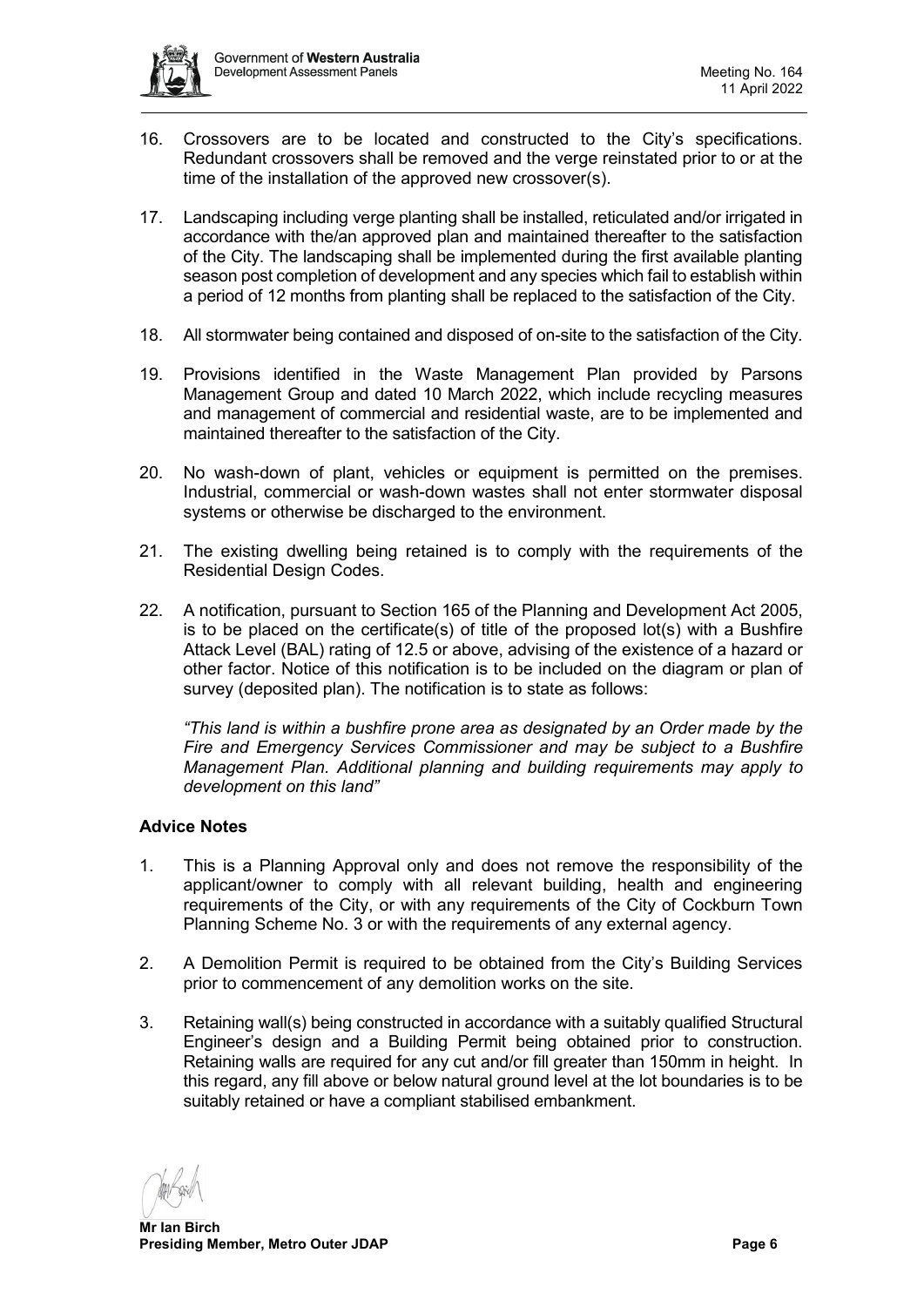16. Crossovers are to be located and constructed to the City's specifications. Redundant crossovers shall be removed and the verge reinstated prior to or at the time of the installation of the approved new crossover(s).

17. Landscaping including verge planting shall be installed, reticulated and/or irrigated in accordance with the/an approved plan and maintained thereafter to the satisfaction of the City. The landscaping shall be implemented during the first available planting season post completion of development and any species which fail to establish within a period of 12 months from planting shall be replaced to the satisfaction of the City.

18. All stormwater being contained and disposed of on-site to the satisfaction of the City.

19. Provisions identified in the Waste Management Plan provided by Parsons Management Group and dated 10 March 2022, which include recycling measures and management of commercial and residential waste, are to be implemented and maintained thereafter to the satisfaction of the City.

20. No wash-down of plant, vehicles or equipment is permitted on the premises. Industrial, commercial or wash-down wastes shall not enter stormwater disposal systems or otherwise be discharged to the environment.

21. The existing dwelling being retained is to comply with the requirements of the Residential Design Codes.

22. A notification, pursuant to Section 165 of the Planning and Development Act 2005, is to be placed on the certificate(s) of title of the proposed lot(s) with a Bushfire Attack Level (BAL) rating of 12.5 or above, advising of the existence of a hazard or other factor. Notice of this notification is to be included on the diagram or plan of survey (deposited plan). The notification is to state as follows:

    *"This land is within a bushfire prone area as designated by an Order made by the Fire and Emergency Services Commissioner and may be subject to a Bushfire Management Plan. Additional planning and building requirements may apply to development on this land"*

### Advice Notes

1. This is a Planning Approval only and does not remove the responsibility of the applicant/owner to comply with all relevant building, health and engineering requirements of the City, or with any requirements of the City of Cockburn Town Planning Scheme No. 3 or with the requirements of any external agency.

2. A Demolition Permit is required to be obtained from the City's Building Services prior to commencement of any demolition works on the site.

3. Retaining wall(s) being constructed in accordance with a suitably qualified Structural Engineer's design and a Building Permit being obtained prior to construction. Retaining walls are required for any cut and/or fill greater than 150mm in height. In this regard, any fill above or below natural ground level at the lot boundaries is to be suitably retained or have a compliant stabilised embankment.

**Mr Ian Birch**
**Presiding Member, Metro Outer JDAP**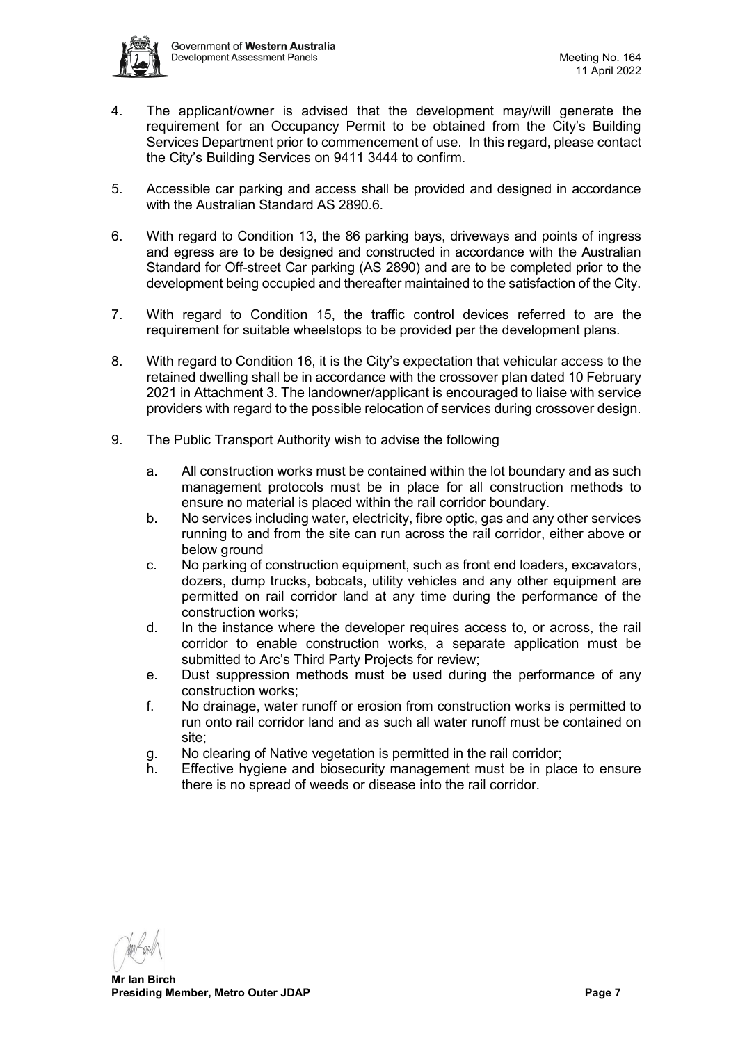4. The applicant/owner is advised that the development may/will generate the requirement for an Occupancy Permit to be obtained from the City's Building Services Department prior to commencement of use. In this regard, please contact the City's Building Services on 9411 3444 to confirm.

5. Accessible car parking and access shall be provided and designed in accordance with the Australian Standard AS 2890.6.

6. With regard to Condition 13, the 86 parking bays, driveways and points of ingress and egress are to be designed and constructed in accordance with the Australian Standard for Off-street Car parking (AS 2890) and are to be completed prior to the development being occupied and thereafter maintained to the satisfaction of the City.

7. With regard to Condition 15, the traffic control devices referred to are the requirement for suitable wheelstops to be provided per the development plans.

8. With regard to Condition 16, it is the City's expectation that vehicular access to the retained dwelling shall be in accordance with the crossover plan dated 10 February 2021 in Attachment 3. The landowner/applicant is encouraged to liaise with service providers with regard to the possible relocation of services during crossover design.

9. The Public Transport Authority wish to advise the following

   a. All construction works must be contained within the lot boundary and as such management protocols must be in place for all construction methods to ensure no material is placed within the rail corridor boundary.
   b. No services including water, electricity, fibre optic, gas and any other services running to and from the site can run across the rail corridor, either above or below ground
   c. No parking of construction equipment, such as front end loaders, excavators, dozers, dump trucks, bobcats, utility vehicles and any other equipment are permitted on rail corridor land at any time during the performance of the construction works;
   d. In the instance where the developer requires access to, or across, the rail corridor to enable construction works, a separate application must be submitted to Arc's Third Party Projects for review;
   e. Dust suppression methods must be used during the performance of any construction works;
   f. No drainage, water runoff or erosion from construction works is permitted to run onto rail corridor land and as such all water runoff must be contained on site;
   g. No clearing of Native vegetation is permitted in the rail corridor;
   h. Effective hygiene and biosecurity management must be in place to ensure there is no spread of weeds or disease into the rail corridor.

**Mr Ian Birch**
**Presiding Member, Metro Outer JDAP**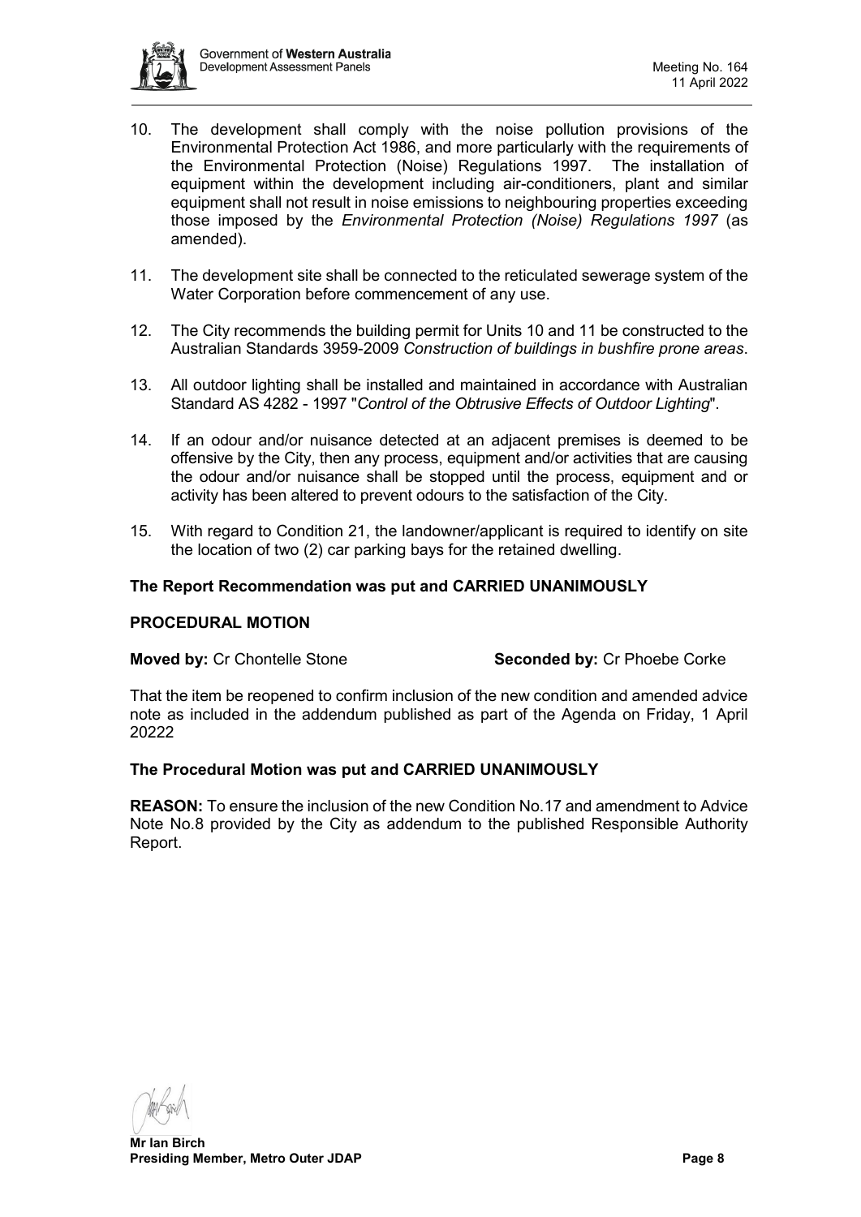10. The development shall comply with the noise pollution provisions of the Environmental Protection Act 1986, and more particularly with the requirements of the Environmental Protection (Noise) Regulations 1997. The installation of equipment within the development including air-conditioners, plant and similar equipment shall not result in noise emissions to neighbouring properties exceeding those imposed by the *Environmental Protection (Noise) Regulations 1997* (as amended).

11. The development site shall be connected to the reticulated sewerage system of the Water Corporation before commencement of any use.

12. The City recommends the building permit for Units 10 and 11 be constructed to the Australian Standards 3959-2009 *Construction of buildings in bushfire prone areas*.

13. All outdoor lighting shall be installed and maintained in accordance with Australian Standard AS 4282 - 1997 "*Control of the Obtrusive Effects of Outdoor Lighting*".

14. If an odour and/or nuisance detected at an adjacent premises is deemed to be offensive by the City, then any process, equipment and/or activities that are causing the odour and/or nuisance shall be stopped until the process, equipment and or activity has been altered to prevent odours to the satisfaction of the City.

15. With regard to Condition 21, the landowner/applicant is required to identify on site the location of two (2) car parking bays for the retained dwelling.

**The Report Recommendation was put and CARRIED UNANIMOUSLY**

**PROCEDURAL MOTION**

**Moved by:** Cr Chontelle Stone **Seconded by:** Cr Phoebe Corke

That the item be reopened to confirm inclusion of the new condition and amended advice note as included in the addendum published as part of the Agenda on Friday, 1 April 20222

**The Procedural Motion was put and CARRIED UNANIMOUSLY**

**REASON:** To ensure the inclusion of the new Condition No.17 and amendment to Advice Note No.8 provided by the City as addendum to the published Responsible Authority Report.

**Mr Ian Birch**
**Presiding Member, Metro Outer JDAP**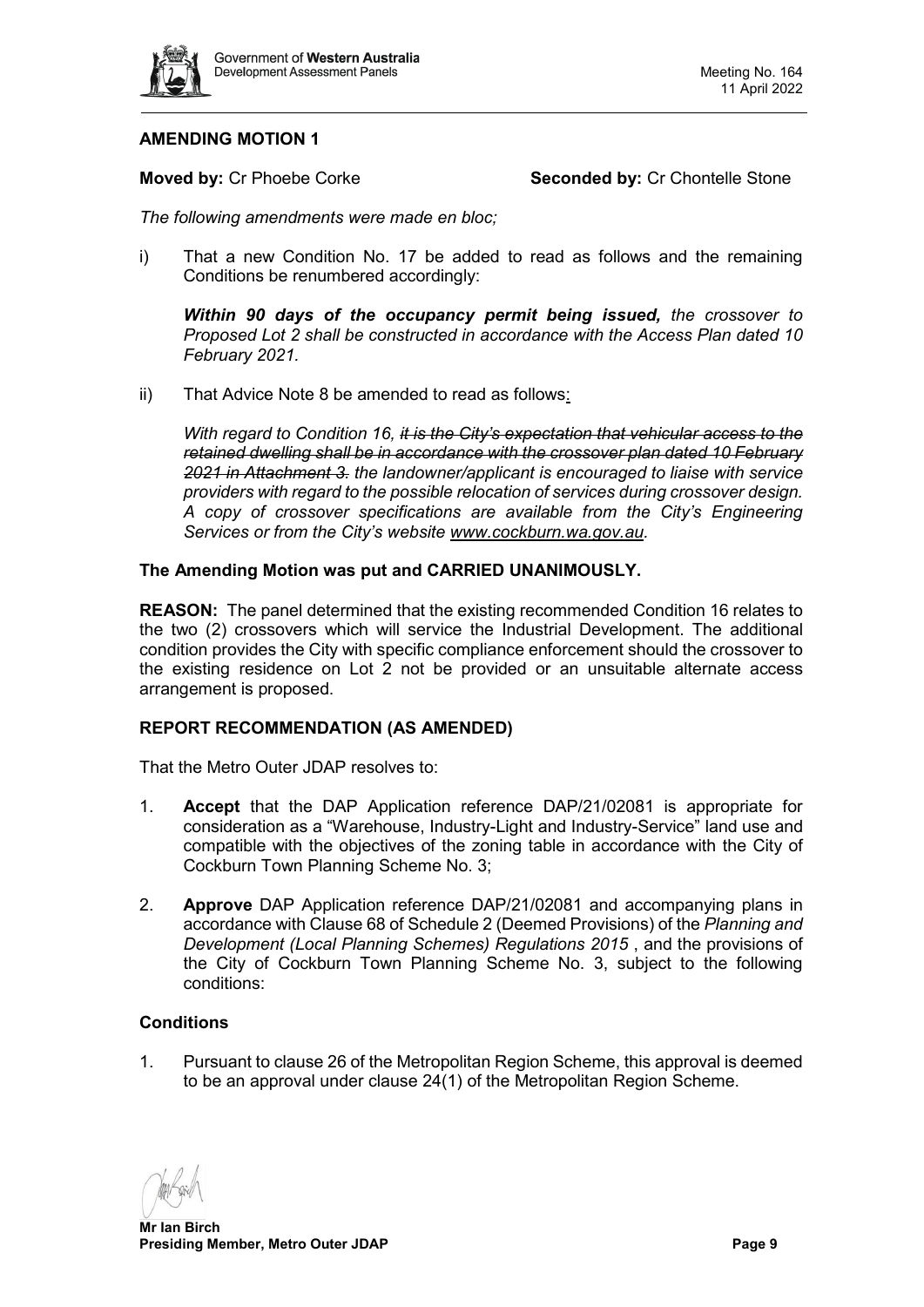## AMENDING MOTION 1

**Moved by:** Cr Phoebe Corke **Seconded by:** Cr Chontelle Stone

*The following amendments were made en bloc;*

i) That a new Condition No. 17 be added to read as follows and the remaining Conditions be renumbered accordingly:

   ***Within 90 days of the occupancy permit being issued,*** *the crossover to Proposed Lot 2 shall be constructed in accordance with the Access Plan dated 10 February 2021.*

ii) That Advice Note 8 be amended to read as follows:

   *With regard to Condition 16, ~~it is the City's expectation that vehicular access to the retained dwelling shall be in accordance with the crossover plan dated 10 February 2021 in Attachment 3.~~ the landowner/applicant is encouraged to liaise with service providers with regard to the possible relocation of services during crossover design. A copy of crossover specifications are available from the City's Engineering Services or from the City's website www.cockburn.wa.gov.au.*

**The Amending Motion was put and CARRIED UNANIMOUSLY.**

**REASON:** The panel determined that the existing recommended Condition 16 relates to the two (2) crossovers which will service the Industrial Development. The additional condition provides the City with specific compliance enforcement should the crossover to the existing residence on Lot 2 not be provided or an unsuitable alternate access arrangement is proposed.

## REPORT RECOMMENDATION (AS AMENDED)

That the Metro Outer JDAP resolves to:

1. **Accept** that the DAP Application reference DAP/21/02081 is appropriate for consideration as a "Warehouse, Industry-Light and Industry-Service" land use and compatible with the objectives of the zoning table in accordance with the City of Cockburn Town Planning Scheme No. 3;

2. **Approve** DAP Application reference DAP/21/02081 and accompanying plans in accordance with Clause 68 of Schedule 2 (Deemed Provisions) of the *Planning and Development (Local Planning Schemes) Regulations 2015* , and the provisions of the City of Cockburn Town Planning Scheme No. 3, subject to the following conditions:

### Conditions

1. Pursuant to clause 26 of the Metropolitan Region Scheme, this approval is deemed to be an approval under clause 24(1) of the Metropolitan Region Scheme.

**Mr Ian Birch**
**Presiding Member, Metro Outer JDAP**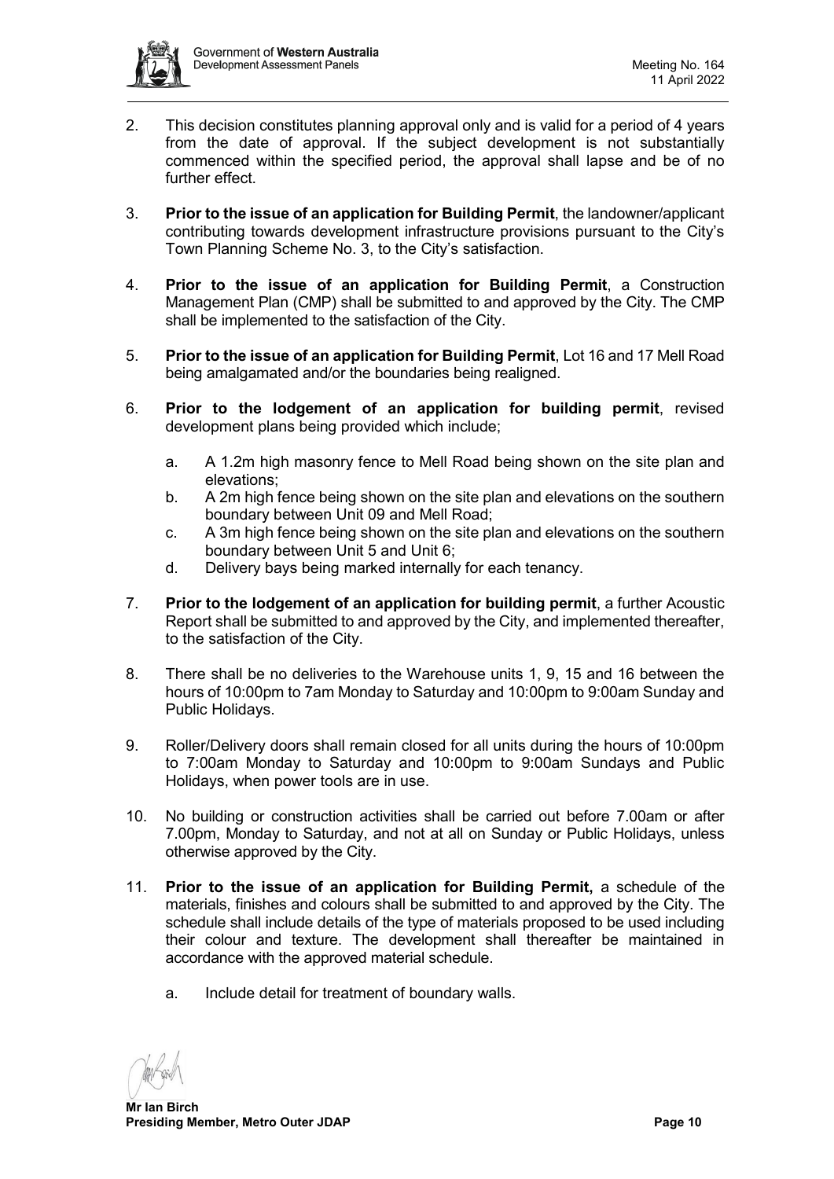2. This decision constitutes planning approval only and is valid for a period of 4 years from the date of approval. If the subject development is not substantially commenced within the specified period, the approval shall lapse and be of no further effect.

3. **Prior to the issue of an application for Building Permit**, the landowner/applicant contributing towards development infrastructure provisions pursuant to the City's Town Planning Scheme No. 3, to the City's satisfaction.

4. **Prior to the issue of an application for Building Permit**, a Construction Management Plan (CMP) shall be submitted to and approved by the City. The CMP shall be implemented to the satisfaction of the City.

5. **Prior to the issue of an application for Building Permit**, Lot 16 and 17 Mell Road being amalgamated and/or the boundaries being realigned.

6. **Prior to the lodgement of an application for building permit**, revised development plans being provided which include;

   a. A 1.2m high masonry fence to Mell Road being shown on the site plan and elevations;
   b. A 2m high fence being shown on the site plan and elevations on the southern boundary between Unit 09 and Mell Road;
   c. A 3m high fence being shown on the site plan and elevations on the southern boundary between Unit 5 and Unit 6;
   d. Delivery bays being marked internally for each tenancy.

7. **Prior to the lodgement of an application for building permit**, a further Acoustic Report shall be submitted to and approved by the City, and implemented thereafter, to the satisfaction of the City.

8. There shall be no deliveries to the Warehouse units 1, 9, 15 and 16 between the hours of 10:00pm to 7am Monday to Saturday and 10:00pm to 9:00am Sunday and Public Holidays.

9. Roller/Delivery doors shall remain closed for all units during the hours of 10:00pm to 7:00am Monday to Saturday and 10:00pm to 9:00am Sundays and Public Holidays, when power tools are in use.

10. No building or construction activities shall be carried out before 7.00am or after 7.00pm, Monday to Saturday, and not at all on Sunday or Public Holidays, unless otherwise approved by the City.

11. **Prior to the issue of an application for Building Permit,** a schedule of the materials, finishes and colours shall be submitted to and approved by the City. The schedule shall include details of the type of materials proposed to be used including their colour and texture. The development shall thereafter be maintained in accordance with the approved material schedule.

    a. Include detail for treatment of boundary walls.

**Mr Ian Birch**
**Presiding Member, Metro Outer JDAP**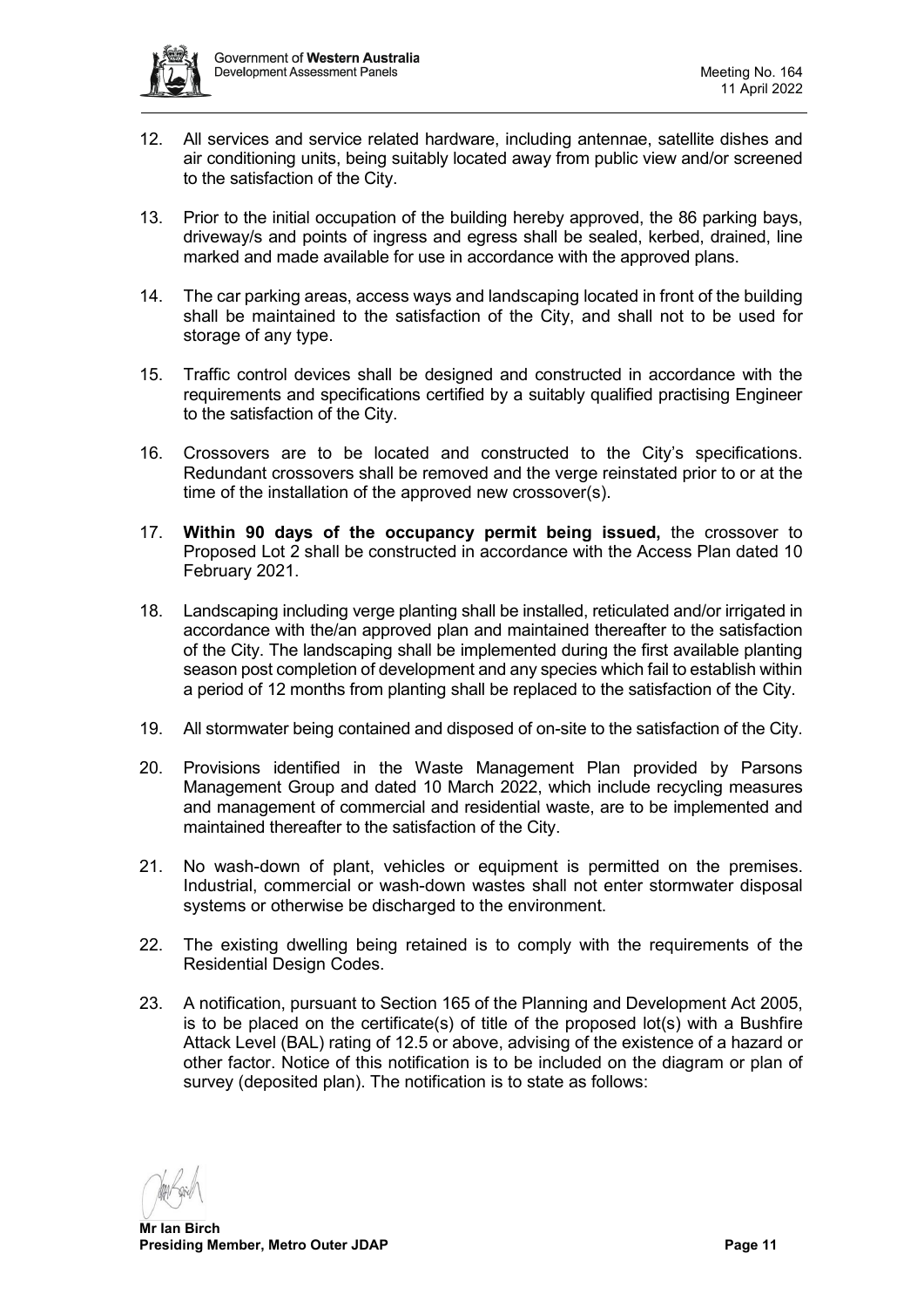12. All services and service related hardware, including antennae, satellite dishes and air conditioning units, being suitably located away from public view and/or screened to the satisfaction of the City.

13. Prior to the initial occupation of the building hereby approved, the 86 parking bays, driveway/s and points of ingress and egress shall be sealed, kerbed, drained, line marked and made available for use in accordance with the approved plans.

14. The car parking areas, access ways and landscaping located in front of the building shall be maintained to the satisfaction of the City, and shall not to be used for storage of any type.

15. Traffic control devices shall be designed and constructed in accordance with the requirements and specifications certified by a suitably qualified practising Engineer to the satisfaction of the City.

16. Crossovers are to be located and constructed to the City's specifications. Redundant crossovers shall be removed and the verge reinstated prior to or at the time of the installation of the approved new crossover(s).

17. **Within 90 days of the occupancy permit being issued,** the crossover to Proposed Lot 2 shall be constructed in accordance with the Access Plan dated 10 February 2021.

18. Landscaping including verge planting shall be installed, reticulated and/or irrigated in accordance with the/an approved plan and maintained thereafter to the satisfaction of the City. The landscaping shall be implemented during the first available planting season post completion of development and any species which fail to establish within a period of 12 months from planting shall be replaced to the satisfaction of the City.

19. All stormwater being contained and disposed of on-site to the satisfaction of the City.

20. Provisions identified in the Waste Management Plan provided by Parsons Management Group and dated 10 March 2022, which include recycling measures and management of commercial and residential waste, are to be implemented and maintained thereafter to the satisfaction of the City.

21. No wash-down of plant, vehicles or equipment is permitted on the premises. Industrial, commercial or wash-down wastes shall not enter stormwater disposal systems or otherwise be discharged to the environment.

22. The existing dwelling being retained is to comply with the requirements of the Residential Design Codes.

23. A notification, pursuant to Section 165 of the Planning and Development Act 2005, is to be placed on the certificate(s) of title of the proposed lot(s) with a Bushfire Attack Level (BAL) rating of 12.5 or above, advising of the existence of a hazard or other factor. Notice of this notification is to be included on the diagram or plan of survey (deposited plan). The notification is to state as follows:

**Mr Ian Birch**
**Presiding Member, Metro Outer JDAP**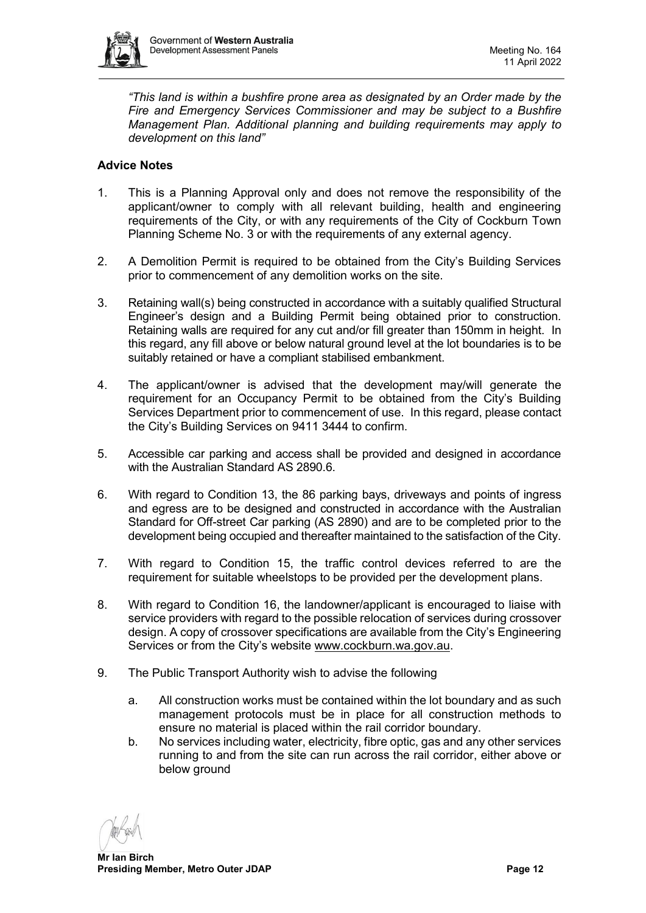*"This land is within a bushfire prone area as designated by an Order made by the Fire and Emergency Services Commissioner and may be subject to a Bushfire Management Plan. Additional planning and building requirements may apply to development on this land"*

**Advice Notes**

1. This is a Planning Approval only and does not remove the responsibility of the applicant/owner to comply with all relevant building, health and engineering requirements of the City, or with any requirements of the City of Cockburn Town Planning Scheme No. 3 or with the requirements of any external agency.

2. A Demolition Permit is required to be obtained from the City's Building Services prior to commencement of any demolition works on the site.

3. Retaining wall(s) being constructed in accordance with a suitably qualified Structural Engineer's design and a Building Permit being obtained prior to construction. Retaining walls are required for any cut and/or fill greater than 150mm in height. In this regard, any fill above or below natural ground level at the lot boundaries is to be suitably retained or have a compliant stabilised embankment.

4. The applicant/owner is advised that the development may/will generate the requirement for an Occupancy Permit to be obtained from the City's Building Services Department prior to commencement of use. In this regard, please contact the City's Building Services on 9411 3444 to confirm.

5. Accessible car parking and access shall be provided and designed in accordance with the Australian Standard AS 2890.6.

6. With regard to Condition 13, the 86 parking bays, driveways and points of ingress and egress are to be designed and constructed in accordance with the Australian Standard for Off-street Car parking (AS 2890) and are to be completed prior to the development being occupied and thereafter maintained to the satisfaction of the City.

7. With regard to Condition 15, the traffic control devices referred to are the requirement for suitable wheelstops to be provided per the development plans.

8. With regard to Condition 16, the landowner/applicant is encouraged to liaise with service providers with regard to the possible relocation of services during crossover design. A copy of crossover specifications are available from the City's Engineering Services or from the City's website www.cockburn.wa.gov.au.

9. The Public Transport Authority wish to advise the following
   a. All construction works must be contained within the lot boundary and as such management protocols must be in place for all construction methods to ensure no material is placed within the rail corridor boundary.
   b. No services including water, electricity, fibre optic, gas and any other services running to and from the site can run across the rail corridor, either above or below ground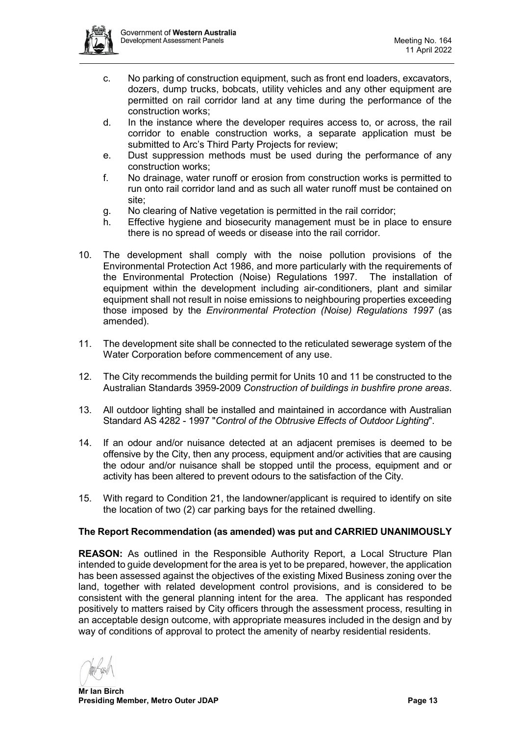c. No parking of construction equipment, such as front end loaders, excavators, dozers, dump trucks, bobcats, utility vehicles and any other equipment are permitted on rail corridor land at any time during the performance of the construction works;
d. In the instance where the developer requires access to, or across, the rail corridor to enable construction works, a separate application must be submitted to Arc's Third Party Projects for review;
e. Dust suppression methods must be used during the performance of any construction works;
f. No drainage, water runoff or erosion from construction works is permitted to run onto rail corridor land and as such all water runoff must be contained on site;
g. No clearing of Native vegetation is permitted in the rail corridor;
h. Effective hygiene and biosecurity management must be in place to ensure there is no spread of weeds or disease into the rail corridor.

10. The development shall comply with the noise pollution provisions of the Environmental Protection Act 1986, and more particularly with the requirements of the Environmental Protection (Noise) Regulations 1997. The installation of equipment within the development including air-conditioners, plant and similar equipment shall not result in noise emissions to neighbouring properties exceeding those imposed by the *Environmental Protection (Noise) Regulations 1997* (as amended).

11. The development site shall be connected to the reticulated sewerage system of the Water Corporation before commencement of any use.

12. The City recommends the building permit for Units 10 and 11 be constructed to the Australian Standards 3959-2009 *Construction of buildings in bushfire prone areas*.

13. All outdoor lighting shall be installed and maintained in accordance with Australian Standard AS 4282 - 1997 "*Control of the Obtrusive Effects of Outdoor Lighting*".

14. If an odour and/or nuisance detected at an adjacent premises is deemed to be offensive by the City, then any process, equipment and/or activities that are causing the odour and/or nuisance shall be stopped until the process, equipment and or activity has been altered to prevent odours to the satisfaction of the City.

15. With regard to Condition 21, the landowner/applicant is required to identify on site the location of two (2) car parking bays for the retained dwelling.

**The Report Recommendation (as amended) was put and CARRIED UNANIMOUSLY**

**REASON:** As outlined in the Responsible Authority Report, a Local Structure Plan intended to guide development for the area is yet to be prepared, however, the application has been assessed against the objectives of the existing Mixed Business zoning over the land, together with related development control provisions, and is considered to be consistent with the general planning intent for the area. The applicant has responded positively to matters raised by City officers through the assessment process, resulting in an acceptable design outcome, with appropriate measures included in the design and by way of conditions of approval to protect the amenity of nearby residential residents.

**Mr Ian Birch**
**Presiding Member, Metro Outer JDAP**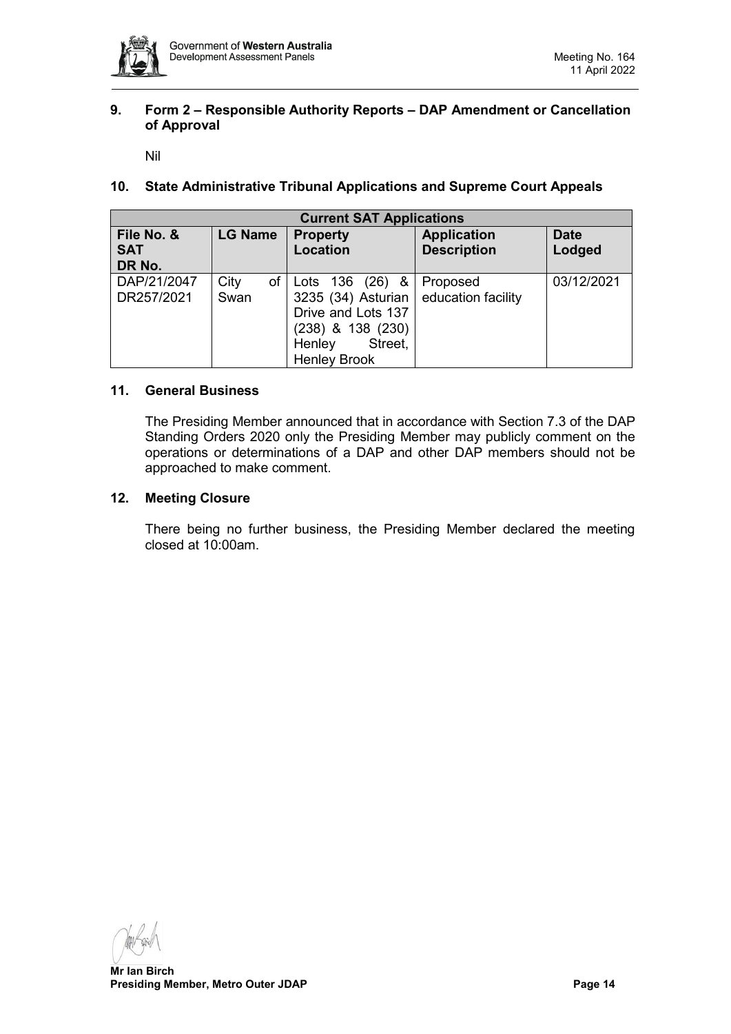## 9. Form 2 – Responsible Authority Reports – DAP Amendment or Cancellation of Approval

Nil

## 10. State Administrative Tribunal Applications and Supreme Court Appeals

| Current SAT Applications | | | | |
|---|---|---|---|---|
| **File No. & SAT DR No.** | **LG Name** | **Property Location** | **Application Description** | **Date Lodged** |
| DAP/21/2047 DR257/2021 | City of Swan | Lots 136 (26) & 3235 (34) Asturian Drive and Lots 137 (238) & 138 (230) Henley Street, Henley Brook | Proposed education facility | 03/12/2021 |

## 11. General Business

The Presiding Member announced that in accordance with Section 7.3 of the DAP Standing Orders 2020 only the Presiding Member may publicly comment on the operations or determinations of a DAP and other DAP members should not be approached to make comment.

## 12. Meeting Closure

There being no further business, the Presiding Member declared the meeting closed at 10:00am.

**Mr Ian Birch**
**Presiding Member, Metro Outer JDAP**